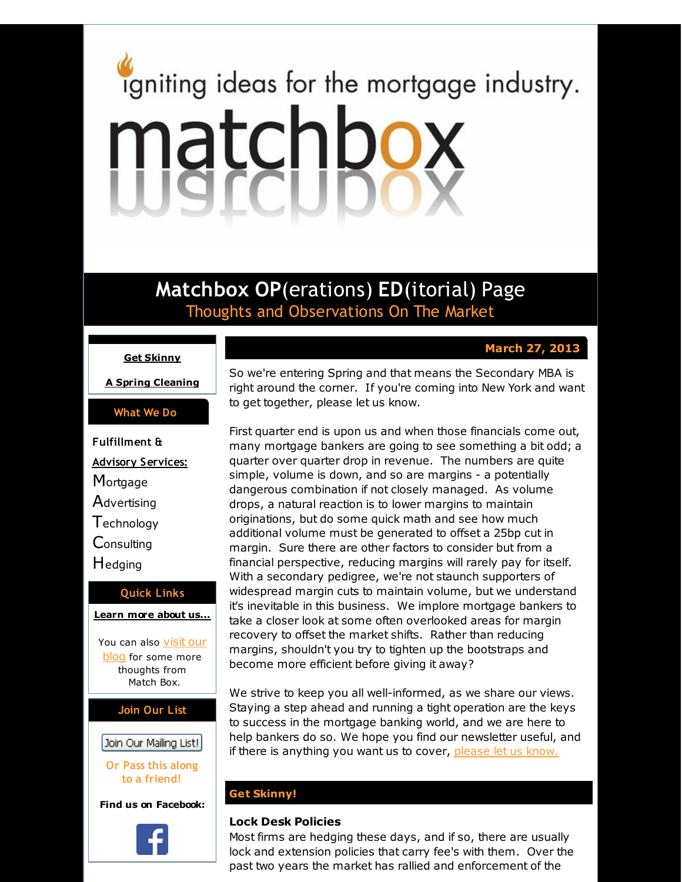igniting ideas for the mortgage industry.

# matchbox

## Matchbox OP(erations) ED(itorial) Page

Thoughts and Observations On The Market

**Get Skinny**

**A Spring Cleaning**

### What We Do

**Fulfillment & Advisory Services:**

Mortgage
Advertising
Technology
Consulting
Hedging

### Quick Links

**Learn more about us...**

You can also visit our blog for some more thoughts from Match Box.

### Join Our List

Join Our Mailing List!

Or Pass this along to a friend!

**Find us on Facebook:**

**March 27, 2013**

So we're entering Spring and that means the Secondary MBA is right around the corner. If you're coming into New York and want to get together, please let us know.

First quarter end is upon us and when those financials come out, many mortgage bankers are going to see something a bit odd; a quarter over quarter drop in revenue. The numbers are quite simple, volume is down, and so are margins - a potentially dangerous combination if not closely managed. As volume drops, a natural reaction is to lower margins to maintain originations, but do some quick math and see how much additional volume must be generated to offset a 25bp cut in margin. Sure there are other factors to consider but from a financial perspective, reducing margins will rarely pay for itself. With a secondary pedigree, we're not staunch supporters of widespread margin cuts to maintain volume, but we understand it's inevitable in this business. We implore mortgage bankers to take a closer look at some often overlooked areas for margin recovery to offset the market shifts. Rather than reducing margins, shouldn't you try to tighten up the bootstraps and become more efficient before giving it away?

We strive to keep you all well-informed, as we share our views. Staying a step ahead and running a tight operation are the keys to success in the mortgage banking world, and we are here to help bankers do so. We hope you find our newsletter useful, and if there is anything you want us to cover, please let us know.

## Get Skinny!

**Lock Desk Policies**

Most firms are hedging these days, and if so, there are usually lock and extension policies that carry fee's with them. Over the past two years the market has rallied and enforcement of the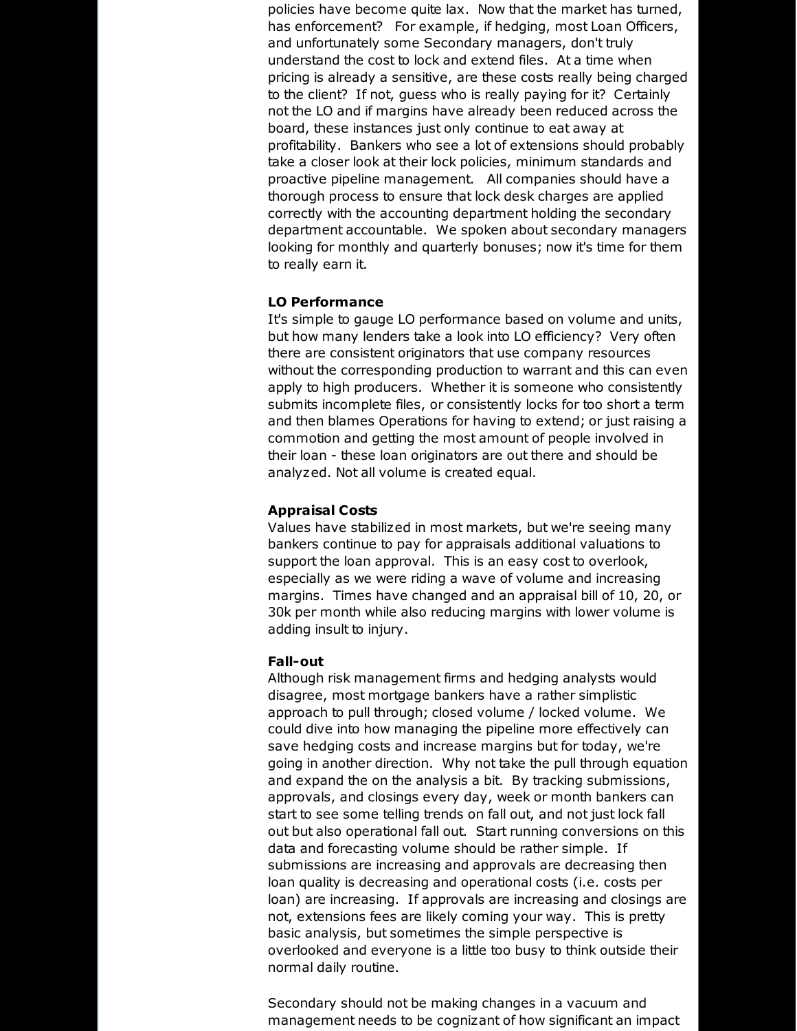policies have become quite lax. Now that the market has turned, has enforcement? For example, if hedging, most Loan Officers, and unfortunately some Secondary managers, don't truly understand the cost to lock and extend files. At a time when pricing is already a sensitive, are these costs really being charged to the client? If not, guess who is really paying for it? Certainly not the LO and if margins have already been reduced across the board, these instances just only continue to eat away at profitability. Bankers who see a lot of extensions should probably take a closer look at their lock policies, minimum standards and proactive pipeline management. All companies should have a thorough process to ensure that lock desk charges are applied correctly with the accounting department holding the secondary department accountable. We spoken about secondary managers looking for monthly and quarterly bonuses; now it's time for them to really earn it.

**LO Performance**
It's simple to gauge LO performance based on volume and units, but how many lenders take a look into LO efficiency? Very often there are consistent originators that use company resources without the corresponding production to warrant and this can even apply to high producers. Whether it is someone who consistently submits incomplete files, or consistently locks for too short a term and then blames Operations for having to extend; or just raising a commotion and getting the most amount of people involved in their loan - these loan originators are out there and should be analyzed. Not all volume is created equal.

**Appraisal Costs**
Values have stabilized in most markets, but we're seeing many bankers continue to pay for appraisals additional valuations to support the loan approval. This is an easy cost to overlook, especially as we were riding a wave of volume and increasing margins. Times have changed and an appraisal bill of 10, 20, or 30k per month while also reducing margins with lower volume is adding insult to injury.

**Fall-out**
Although risk management firms and hedging analysts would disagree, most mortgage bankers have a rather simplistic approach to pull through; closed volume / locked volume. We could dive into how managing the pipeline more effectively can save hedging costs and increase margins but for today, we're going in another direction. Why not take the pull through equation and expand the on the analysis a bit. By tracking submissions, approvals, and closings every day, week or month bankers can start to see some telling trends on fall out, and not just lock fall out but also operational fall out. Start running conversions on this data and forecasting volume should be rather simple. If submissions are increasing and approvals are decreasing then loan quality is decreasing and operational costs (i.e. costs per loan) are increasing. If approvals are increasing and closings are not, extensions fees are likely coming your way. This is pretty basic analysis, but sometimes the simple perspective is overlooked and everyone is a little too busy to think outside their normal daily routine.

Secondary should not be making changes in a vacuum and management needs to be cognizant of how significant an impact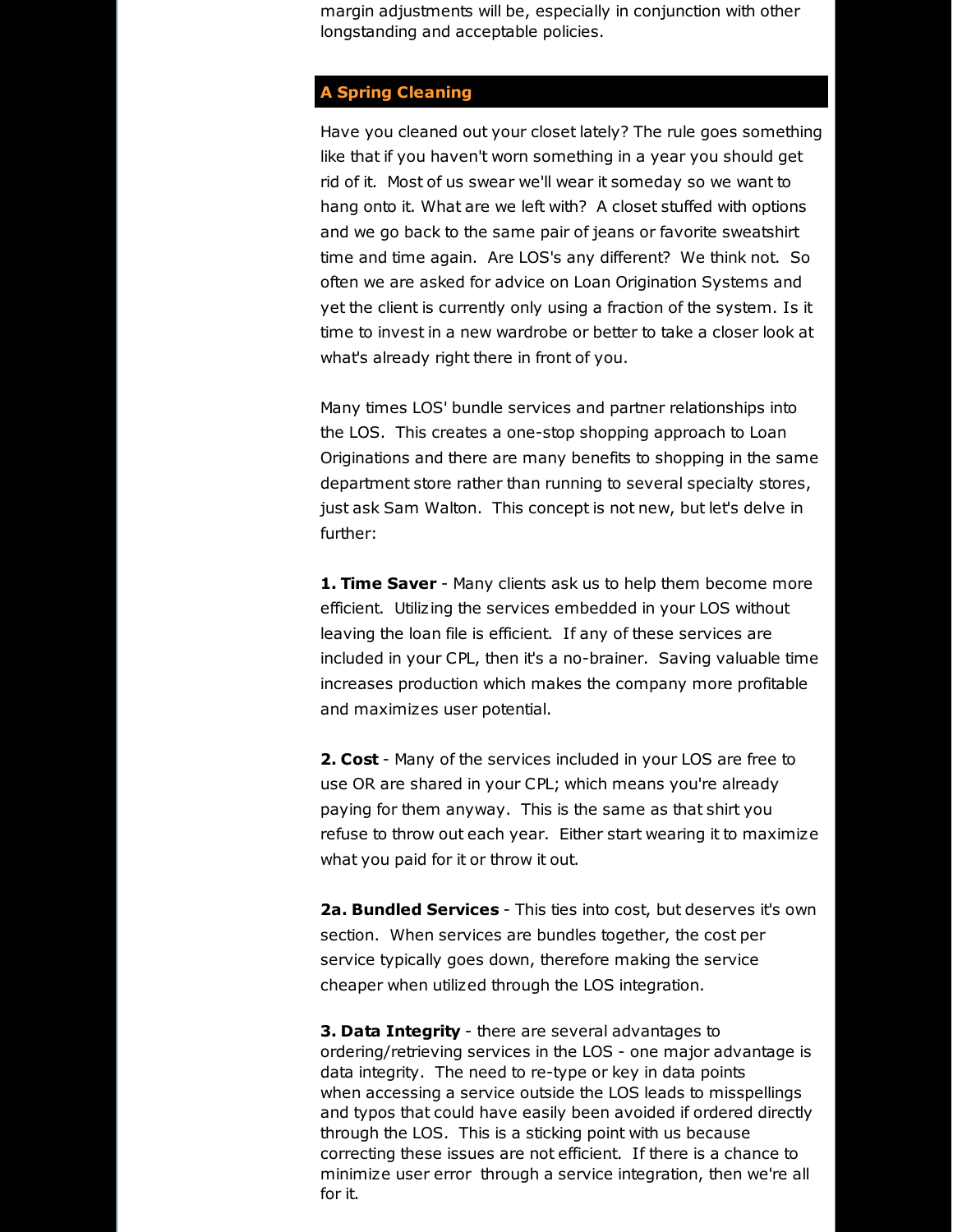margin adjustments will be, especially in conjunction with other longstanding and acceptable policies.

## A Spring Cleaning

Have you cleaned out your closet lately? The rule goes something like that if you haven't worn something in a year you should get rid of it.  Most of us swear we'll wear it someday so we want to hang onto it. What are we left with?  A closet stuffed with options and we go back to the same pair of jeans or favorite sweatshirt time and time again.  Are LOS's any different?  We think not.  So often we are asked for advice on Loan Origination Systems and yet the client is currently only using a fraction of the system. Is it time to invest in a new wardrobe or better to take a closer look at what's already right there in front of you.

Many times LOS' bundle services and partner relationships into the LOS.  This creates a one-stop shopping approach to Loan Originations and there are many benefits to shopping in the same department store rather than running to several specialty stores, just ask Sam Walton.  This concept is not new, but let's delve in further:

**1. Time Saver** - Many clients ask us to help them become more efficient.  Utilizing the services embedded in your LOS without leaving the loan file is efficient.  If any of these services are included in your CPL, then it's a no-brainer.  Saving valuable time increases production which makes the company more profitable and maximizes user potential.

**2. Cost** - Many of the services included in your LOS are free to use OR are shared in your CPL; which means you're already paying for them anyway.  This is the same as that shirt you refuse to throw out each year.  Either start wearing it to maximize what you paid for it or throw it out.

**2a. Bundled Services** - This ties into cost, but deserves it's own section.  When services are bundles together, the cost per service typically goes down, therefore making the service cheaper when utilized through the LOS integration.

**3. Data Integrity** - there are several advantages to ordering/retrieving services in the LOS - one major advantage is data integrity.  The need to re-type or key in data points when accessing a service outside the LOS leads to misspellings and typos that could have easily been avoided if ordered directly through the LOS.  This is a sticking point with us because correcting these issues are not efficient.  If there is a chance to minimize user error  through a service integration, then we're all for it.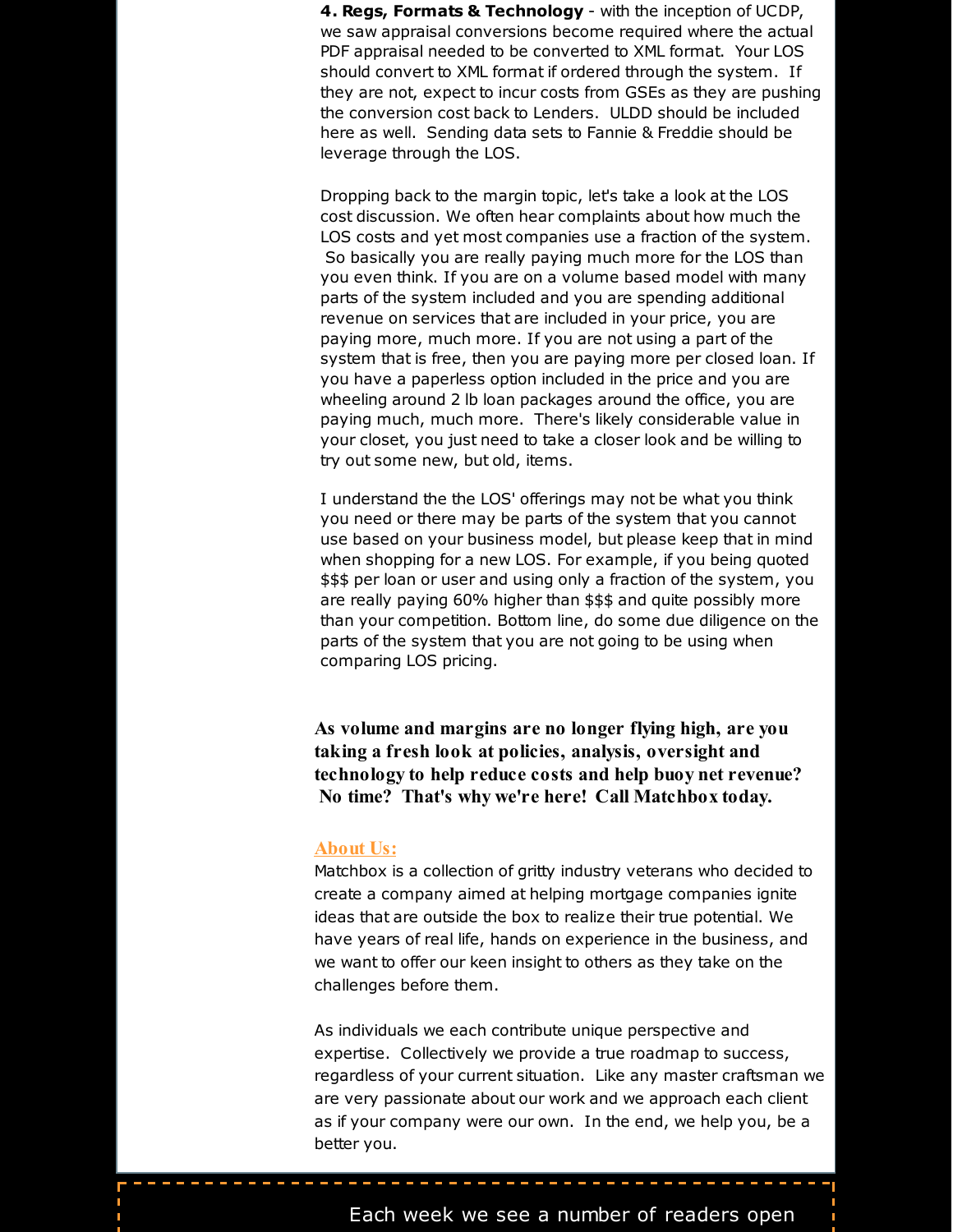**4. Regs, Formats & Technology** - with the inception of UCDP, we saw appraisal conversions become required where the actual PDF appraisal needed to be converted to XML format. Your LOS should convert to XML format if ordered through the system. If they are not, expect to incur costs from GSEs as they are pushing the conversion cost back to Lenders. ULDD should be included here as well. Sending data sets to Fannie & Freddie should be leverage through the LOS.

Dropping back to the margin topic, let's take a look at the LOS cost discussion. We often hear complaints about how much the LOS costs and yet most companies use a fraction of the system. So basically you are really paying much more for the LOS than you even think. If you are on a volume based model with many parts of the system included and you are spending additional revenue on services that are included in your price, you are paying more, much more. If you are not using a part of the system that is free, then you are paying more per closed loan. If you have a paperless option included in the price and you are wheeling around 2 lb loan packages around the office, you are paying much, much more. There's likely considerable value in your closet, you just need to take a closer look and be willing to try out some new, but old, items.

I understand the the LOS' offerings may not be what you think you need or there may be parts of the system that you cannot use based on your business model, but please keep that in mind when shopping for a new LOS. For example, if you being quoted $$$ per loan or user and using only a fraction of the system, you are really paying 60% higher than $$$ and quite possibly more than your competition. Bottom line, do some due diligence on the parts of the system that you are not going to be using when comparing LOS pricing.

**As volume and margins are no longer flying high, are you taking a fresh look at policies, analysis, oversight and technology to help reduce costs and help buoy net revenue? No time? That's why we're here! Call Matchbox today.**

**About Us:**

Matchbox is a collection of gritty industry veterans who decided to create a company aimed at helping mortgage companies ignite ideas that are outside the box to realize their true potential. We have years of real life, hands on experience in the business, and we want to offer our keen insight to others as they take on the challenges before them.

As individuals we each contribute unique perspective and expertise. Collectively we provide a true roadmap to success, regardless of your current situation. Like any master craftsman we are very passionate about our work and we approach each client as if your company were our own. In the end, we help you, be a better you.

Each week we see a number of readers open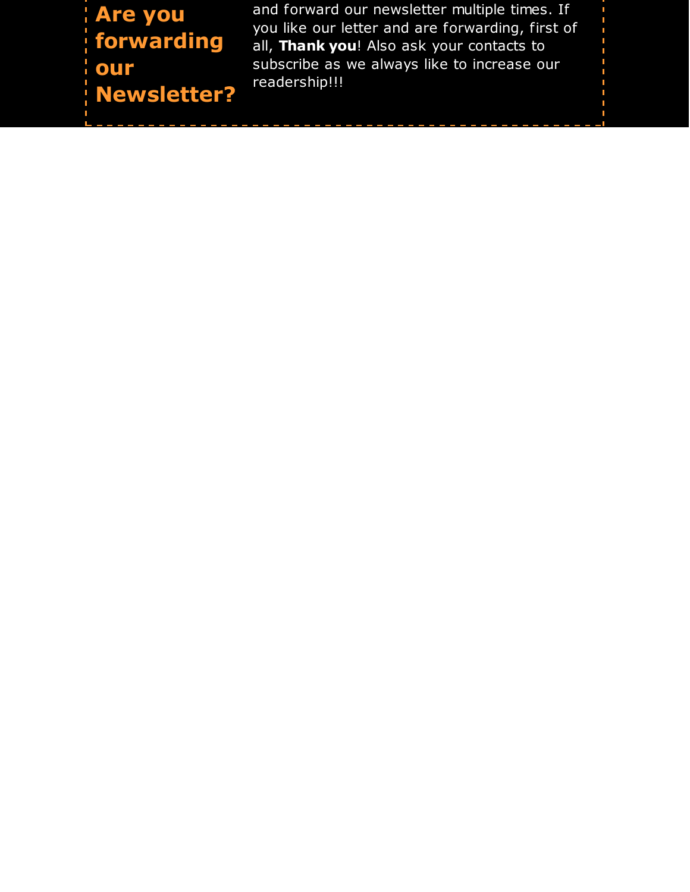## Are you forwarding our Newsletter?

and forward our newsletter multiple times. If you like our letter and are forwarding, first of all, **Thank you**! Also ask your contacts to subscribe as we always like to increase our readership!!!